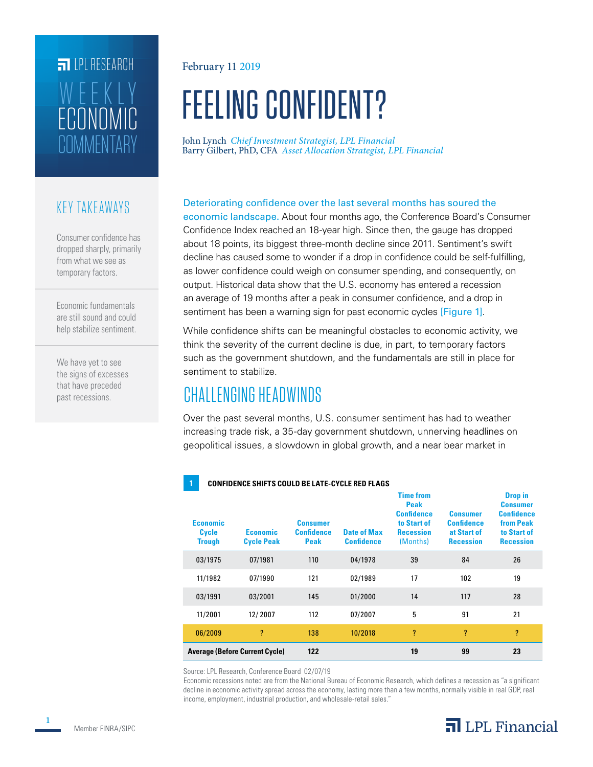LPL RESEARCH

WEEKLY ECONOMIC COMMENTARY

February 11 2019

# FEELING CONFIDENT?

John Lynch *Chief Investment Strategist, LPL Financial*
Barry Gilbert, PhD, CFA *Asset Allocation Strategist, LPL Financial*

## KEY TAKEAWAYS

Consumer confidence has dropped sharply, primarily from what we see as temporary factors.

Economic fundamentals are still sound and could help stabilize sentiment.

We have yet to see the signs of excesses that have preceded past recessions.

Deteriorating confidence over the last several months has soured the economic landscape. About four months ago, the Conference Board's Consumer Confidence Index reached an 18-year high. Since then, the gauge has dropped about 18 points, its biggest three-month decline since 2011. Sentiment's swift decline has caused some to wonder if a drop in confidence could be self-fulfilling, as lower confidence could weigh on consumer spending, and consequently, on output. Historical data show that the U.S. economy has entered a recession an average of 19 months after a peak in consumer confidence, and a drop in sentiment has been a warning sign for past economic cycles [Figure 1].

While confidence shifts can be meaningful obstacles to economic activity, we think the severity of the current decline is due, in part, to temporary factors such as the government shutdown, and the fundamentals are still in place for sentiment to stabilize.

## CHALLENGING HEADWINDS

Over the past several months, U.S. consumer sentiment has had to weather increasing trade risk, a 35-day government shutdown, unnerving headlines on geopolitical issues, a slowdown in global growth, and a near bear market in

**1 CONFIDENCE SHIFTS COULD BE LATE-CYCLE RED FLAGS**

| Economic Cycle Trough | Economic Cycle Peak | Consumer Confidence Peak | Date of Max Confidence | Time from Peak Confidence to Start of Recession (Months) | Consumer Confidence at Start of Recession | Drop in Consumer Confidence from Peak to Start of Recession |
|---|---|---|---|---|---|---|
| 03/1975 | 07/1981 | 110 | 04/1978 | 39 | 84 | 26 |
| 11/1982 | 07/1990 | 121 | 02/1989 | 17 | 102 | 19 |
| 03/1991 | 03/2001 | 145 | 01/2000 | 14 | 117 | 28 |
| 11/2001 | 12/2007 | 112 | 07/2007 | 5 | 91 | 21 |
| 06/2009 | ? | 138 | 10/2018 | ? | ? | ? |
| **Average (Before Current Cycle)** | | **122** | | **19** | **99** | **23** |

Source: LPL Research, Conference Board 02/07/19

Economic recessions noted are from the National Bureau of Economic Research, which defines a recession as "a significant decline in economic activity spread across the economy, lasting more than a few months, normally visible in real GDP, real income, employment, industrial production, and wholesale-retail sales."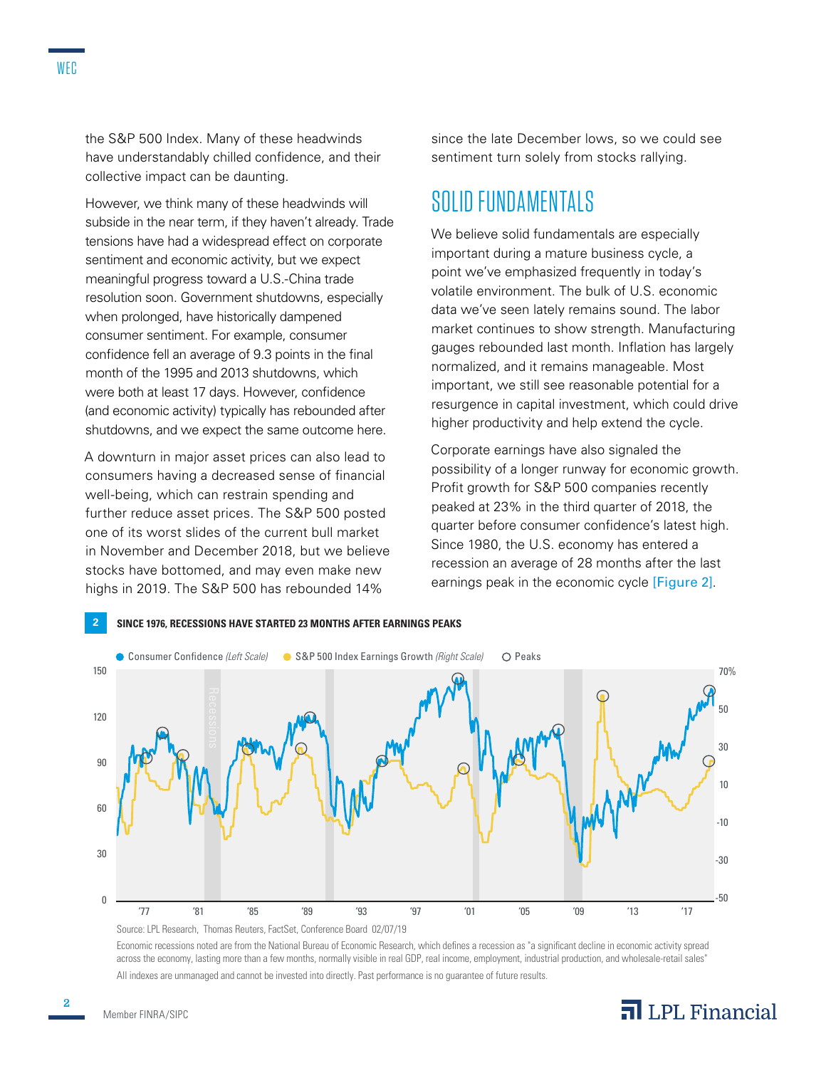the S&P 500 Index. Many of these headwinds have understandably chilled confidence, and their collective impact can be daunting.

However, we think many of these headwinds will subside in the near term, if they haven't already. Trade tensions have had a widespread effect on corporate sentiment and economic activity, but we expect meaningful progress toward a U.S.-China trade resolution soon. Government shutdowns, especially when prolonged, have historically dampened consumer sentiment. For example, consumer confidence fell an average of 9.3 points in the final month of the 1995 and 2013 shutdowns, which were both at least 17 days. However, confidence (and economic activity) typically has rebounded after shutdowns, and we expect the same outcome here.

A downturn in major asset prices can also lead to consumers having a decreased sense of financial well-being, which can restrain spending and further reduce asset prices. The S&P 500 posted one of its worst slides of the current bull market in November and December 2018, but we believe stocks have bottomed, and may even make new highs in 2019. The S&P 500 has rebounded 14% since the late December lows, so we could see sentiment turn solely from stocks rallying.

## SOLID FUNDAMENTALS

We believe solid fundamentals are especially important during a mature business cycle, a point we've emphasized frequently in today's volatile environment. The bulk of U.S. economic data we've seen lately remains sound. The labor market continues to show strength. Manufacturing gauges rebounded last month. Inflation has largely normalized, and it remains manageable. Most important, we still see reasonable potential for a resurgence in capital investment, which could drive higher productivity and help extend the cycle.

Corporate earnings have also signaled the possibility of a longer runway for economic growth. Profit growth for S&P 500 companies recently peaked at 23% in the third quarter of 2018, the quarter before consumer confidence's latest high. Since 1980, the U.S. economy has entered a recession an average of 28 months after the last earnings peak in the economic cycle [Figure 2].

**2 SINCE 1976, RECESSIONS HAVE STARTED 23 MONTHS AFTER EARNINGS PEAKS**

Source: LPL Research, Thomas Reuters, FactSet, Conference Board 02/07/19

Economic recessions noted are from the National Bureau of Economic Research, which defines a recession as "a significant decline in economic activity spread across the economy, lasting more than a few months, normally visible in real GDP, real income, employment, industrial production, and wholesale-retail sales"

All indexes are unmanaged and cannot be invested into directly. Past performance is no guarantee of future results.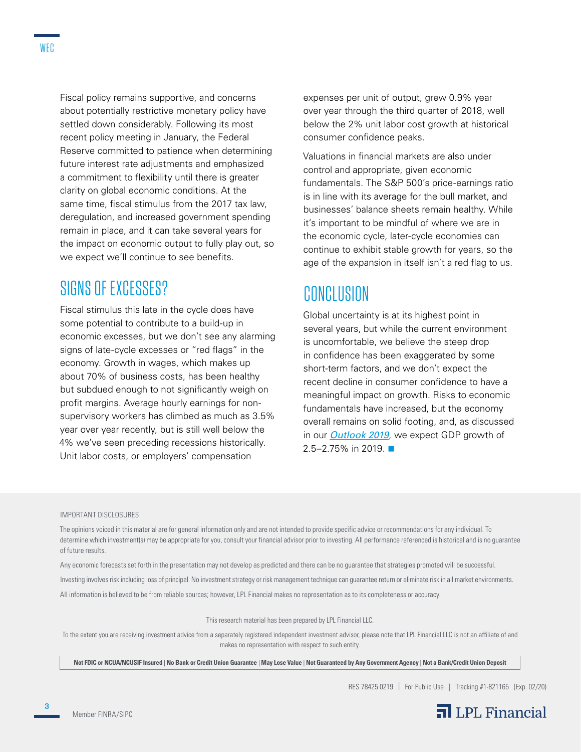Fiscal policy remains supportive, and concerns about potentially restrictive monetary policy have settled down considerably. Following its most recent policy meeting in January, the Federal Reserve committed to patience when determining future interest rate adjustments and emphasized a commitment to flexibility until there is greater clarity on global economic conditions. At the same time, fiscal stimulus from the 2017 tax law, deregulation, and increased government spending remain in place, and it can take several years for the impact on economic output to fully play out, so we expect we'll continue to see benefits.

## SIGNS OF EXCESSES?

Fiscal stimulus this late in the cycle does have some potential to contribute to a build-up in economic excesses, but we don't see any alarming signs of late-cycle excesses or "red flags" in the economy. Growth in wages, which makes up about 70% of business costs, has been healthy but subdued enough to not significantly weigh on profit margins. Average hourly earnings for non-supervisory workers has climbed as much as 3.5% year over year recently, but is still well below the 4% we've seen preceding recessions historically. Unit labor costs, or employers' compensation expenses per unit of output, grew 0.9% year over year through the third quarter of 2018, well below the 2% unit labor cost growth at historical consumer confidence peaks.

Valuations in financial markets are also under control and appropriate, given economic fundamentals. The S&P 500's price-earnings ratio is in line with its average for the bull market, and businesses' balance sheets remain healthy. While it's important to be mindful of where we are in the economic cycle, later-cycle economies can continue to exhibit stable growth for years, so the age of the expansion in itself isn't a red flag to us.

## CONCLUSION

Global uncertainty is at its highest point in several years, but while the current environment is uncomfortable, we believe the steep drop in confidence has been exaggerated by some short-term factors, and we don't expect the recent decline in consumer confidence to have a meaningful impact on growth. Risks to economic fundamentals have increased, but the economy overall remains on solid footing, and, as discussed in our *Outlook 2019*, we expect GDP growth of 2.5–2.75% in 2019. ■

IMPORTANT DISCLOSURES

The opinions voiced in this material are for general information only and are not intended to provide specific advice or recommendations for any individual. To determine which investment(s) may be appropriate for you, consult your financial advisor prior to investing. All performance referenced is historical and is no guarantee of future results.

Any economic forecasts set forth in the presentation may not develop as predicted and there can be no guarantee that strategies promoted will be successful.

Investing involves risk including loss of principal. No investment strategy or risk management technique can guarantee return or eliminate risk in all market environments.

All information is believed to be from reliable sources; however, LPL Financial makes no representation as to its completeness or accuracy.

This research material has been prepared by LPL Financial LLC.

To the extent you are receiving investment advice from a separately registered independent investment advisor, please note that LPL Financial LLC is not an affiliate of and makes no representation with respect to such entity.

**Not FDIC or NCUA/NCUSIF Insured | No Bank or Credit Union Guarantee | May Lose Value | Not Guaranteed by Any Government Agency | Not a Bank/Credit Union Deposit**

RES 78425 0219 | For Public Use | Tracking #1-821165 (Exp. 02/20)

Member FINRA/SIPC

LPL Financial